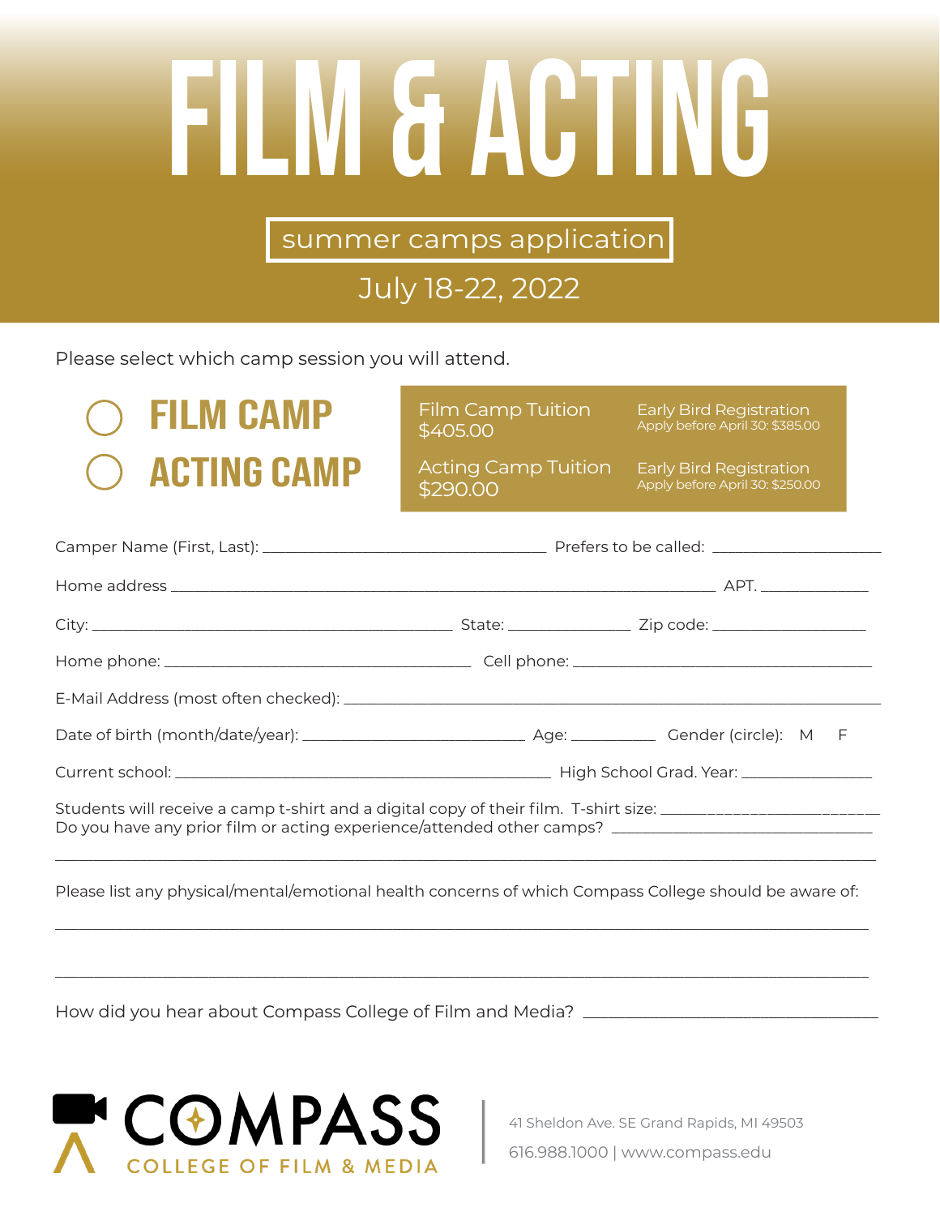# FILM & ACTING

## summer camps application

July 18-22, 2022

Please select which camp session you will attend.

○ **FILM CAMP**

○ **ACTING CAMP**

| | |
|---|---|
| Film Camp Tuition $405.00 | Early Bird Registration Apply before April 30: $385.00 |
| Acting Camp Tuition $290.00 | Early Bird Registration Apply before April 30: $250.00 |

Camper Name (First, Last): ____________________ Prefers to be called: ____________

Home address ________________________________________ APT. ________

City: ____________________ State: ________ Zip code: ____________

Home phone: ____________________ Cell phone: ____________________

E-Mail Address (most often checked): ________________________________________

Date of birth (month/date/year): ____________ Age: ______ Gender (circle): M F

Current school: ____________________ High School Grad. Year: ____________

Students will receive a camp t-shirt and a digital copy of their film. T-shirt size: ____________
Do you have any prior film or acting experience/attended other camps? ____________________

________________________________________________________________

Please list any physical/mental/emotional health concerns of which Compass College should be aware of:

________________________________________________________________

________________________________________________________________

How did you hear about Compass College of Film and Media? ____________________

COMPASS COLLEGE OF FILM & MEDIA

41 Sheldon Ave. SE Grand Rapids, MI 49503

616.988.1000 | www.compass.edu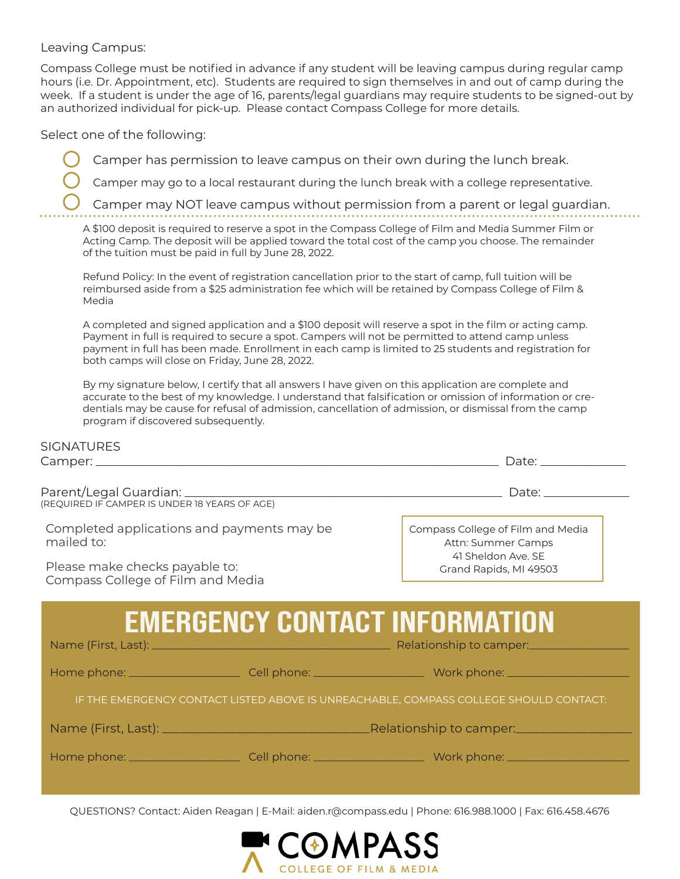Leaving Campus:

Compass College must be notified in advance if any student will be leaving campus during regular camp hours (i.e. Dr. Appointment, etc). Students are required to sign themselves in and out of camp during the week. If a student is under the age of 16, parents/legal guardians may require students to be signed-out by an authorized individual for pick-up. Please contact Compass College for more details.

Select one of the following:

- ◯ Camper has permission to leave campus on their own during the lunch break.
- ◯ Camper may go to a local restaurant during the lunch break with a college representative.
- ◯ Camper may NOT leave campus without permission from a parent or legal guardian.

A $100 deposit is required to reserve a spot in the Compass College of Film and Media Summer Film or Acting Camp. The deposit will be applied toward the total cost of the camp you choose. The remainder of the tuition must be paid in full by June 28, 2022.

Refund Policy: In the event of registration cancellation prior to the start of camp, full tuition will be reimbursed aside from a $25 administration fee which will be retained by Compass College of Film & Media

A completed and signed application and a $100 deposit will reserve a spot in the film or acting camp. Payment in full is required to secure a spot. Campers will not be permitted to attend camp unless payment in full has been made. Enrollment in each camp is limited to 25 students and registration for both camps will close on Friday, June 28, 2022.

By my signature below, I certify that all answers I have given on this application are complete and accurate to the best of my knowledge. I understand that falsification or omission of information or credentials may be cause for refusal of admission, cancellation of admission, or dismissal from the camp program if discovered subsequently.

SIGNATURES

Camper: ______________________________________________ Date: ____________

Parent/Legal Guardian: ____________________________________ Date: ____________
(REQUIRED IF CAMPER IS UNDER 18 YEARS OF AGE)

Completed applications and payments may be mailed to:

Please make checks payable to:
Compass College of Film and Media

Compass College of Film and Media
Attn: Summer Camps
41 Sheldon Ave. SE
Grand Rapids, MI 49503

# EMERGENCY CONTACT INFORMATION

Name (First, Last): ______________________________ Relationship to camper: ____________

Home phone: ______________ Cell phone: ______________ Work phone: ______________

IF THE EMERGENCY CONTACT LISTED ABOVE IS UNREACHABLE, COMPASS COLLEGE SHOULD CONTACT:

Name (First, Last): ______________________________ Relationship to camper: ____________

Home phone: ______________ Cell phone: ______________ Work phone: ______________

QUESTIONS? Contact: Aiden Reagan | E-Mail: aiden.r@compass.edu | Phone: 616.988.1000 | Fax: 616.458.4676

COMPASS
COLLEGE OF FILM & MEDIA